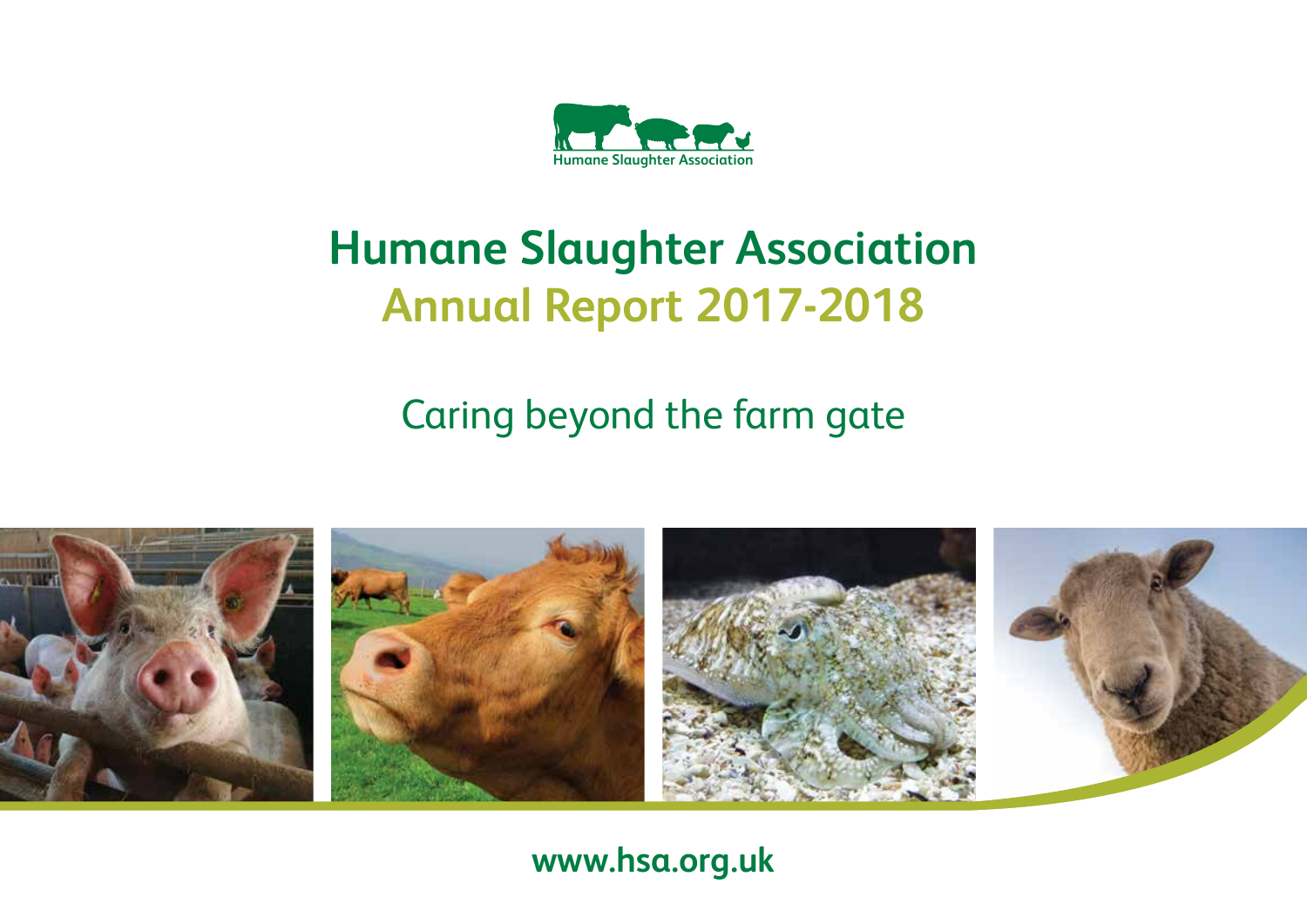Humane Slaughter Association

# Humane Slaughter Association
# Annual Report 2017-2018

## Caring beyond the farm gate

**www.hsa.org.uk**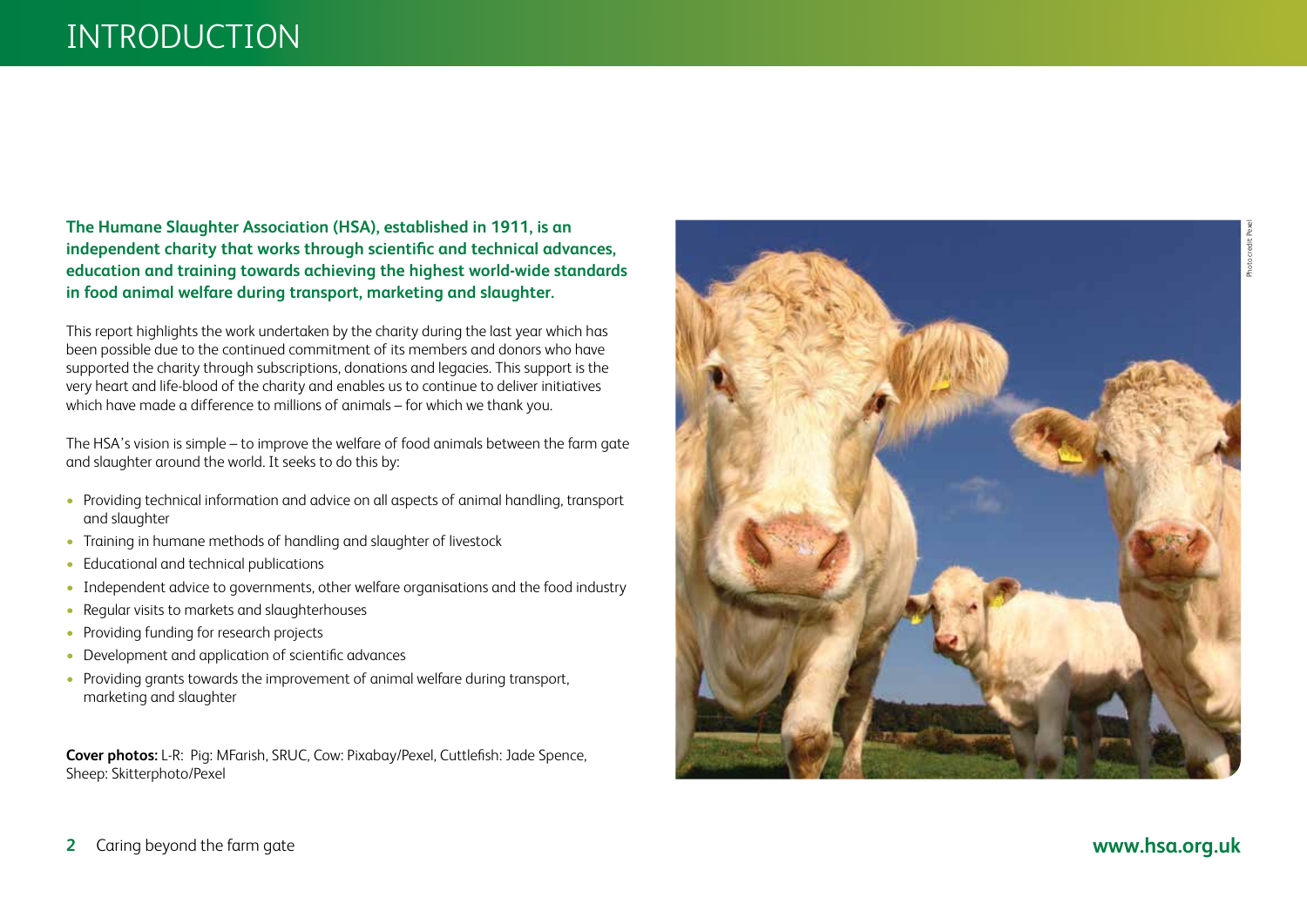# INTRODUCTION

**The Humane Slaughter Association (HSA), established in 1911, is an independent charity that works through scientific and technical advances, education and training towards achieving the highest world-wide standards in food animal welfare during transport, marketing and slaughter.**

This report highlights the work undertaken by the charity during the last year which has been possible due to the continued commitment of its members and donors who have supported the charity through subscriptions, donations and legacies. This support is the very heart and life-blood of the charity and enables us to continue to deliver initiatives which have made a difference to millions of animals – for which we thank you.

The HSA's vision is simple – to improve the welfare of food animals between the farm gate and slaughter around the world. It seeks to do this by:

- Providing technical information and advice on all aspects of animal handling, transport and slaughter
- Training in humane methods of handling and slaughter of livestock
- Educational and technical publications
- Independent advice to governments, other welfare organisations and the food industry
- Regular visits to markets and slaughterhouses
- Providing funding for research projects
- Development and application of scientific advances
- Providing grants towards the improvement of animal welfare during transport, marketing and slaughter

**Cover photos:** L-R: Pig: MFarish, SRUC, Cow: Pixabay/Pexel, Cuttlefish: Jade Spence, Sheep: Skitterphoto/Pexel

Photo credit: Pexel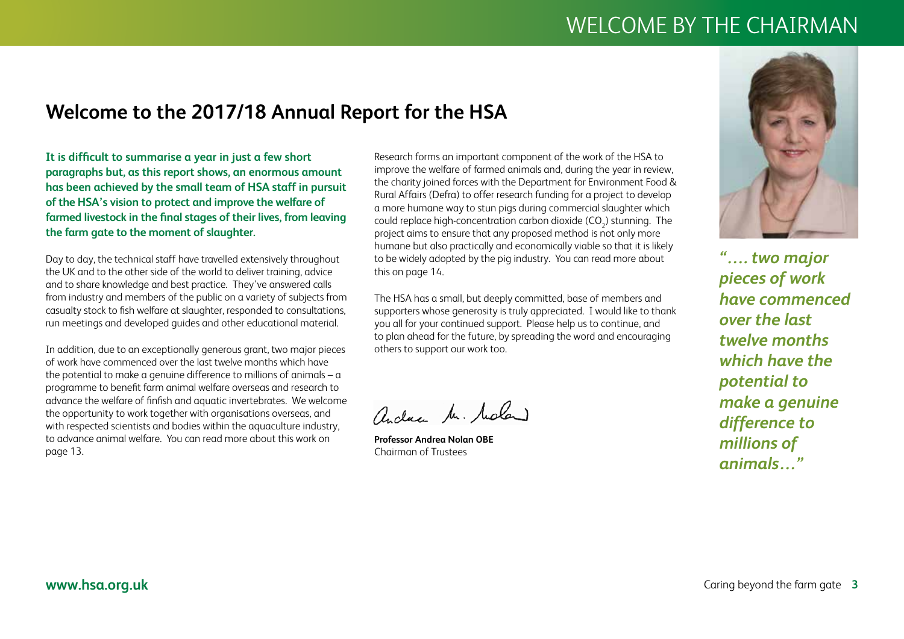# Welcome by the Chairman

## Welcome to the 2017/18 Annual Report for the HSA

**It is difficult to summarise a year in just a few short paragraphs but, as this report shows, an enormous amount has been achieved by the small team of HSA staff in pursuit of the HSA's vision to protect and improve the welfare of farmed livestock in the final stages of their lives, from leaving the farm gate to the moment of slaughter.**

Day to day, the technical staff have travelled extensively throughout the UK and to the other side of the world to deliver training, advice and to share knowledge and best practice. They've answered calls from industry and members of the public on a variety of subjects from casualty stock to fish welfare at slaughter, responded to consultations, run meetings and developed guides and other educational material.

In addition, due to an exceptionally generous grant, two major pieces of work have commenced over the last twelve months which have the potential to make a genuine difference to millions of animals – a programme to benefit farm animal welfare overseas and research to advance the welfare of finfish and aquatic invertebrates. We welcome the opportunity to work together with organisations overseas, and with respected scientists and bodies within the aquaculture industry, to advance animal welfare. You can read more about this work on page 13.

Research forms an important component of the work of the HSA to improve the welfare of farmed animals and, during the year in review, the charity joined forces with the Department for Environment Food & Rural Affairs (Defra) to offer research funding for a project to develop a more humane way to stun pigs during commercial slaughter which could replace high-concentration carbon dioxide ($CO_2$) stunning. The project aims to ensure that any proposed method is not only more humane but also practically and economically viable so that it is likely to be widely adopted by the pig industry. You can read more about this on page 14.

The HSA has a small, but deeply committed, base of members and supporters whose generosity is truly appreciated. I would like to thank you all for your continued support. Please help us to continue, and to plan ahead for the future, by spreading the word and encouraging others to support our work too.

**Professor Andrea Nolan OBE**
Chairman of Trustees

***"…. two major pieces of work have commenced over the last twelve months which have the potential to make a genuine difference to millions of animals…"***

**www.hsa.org.uk**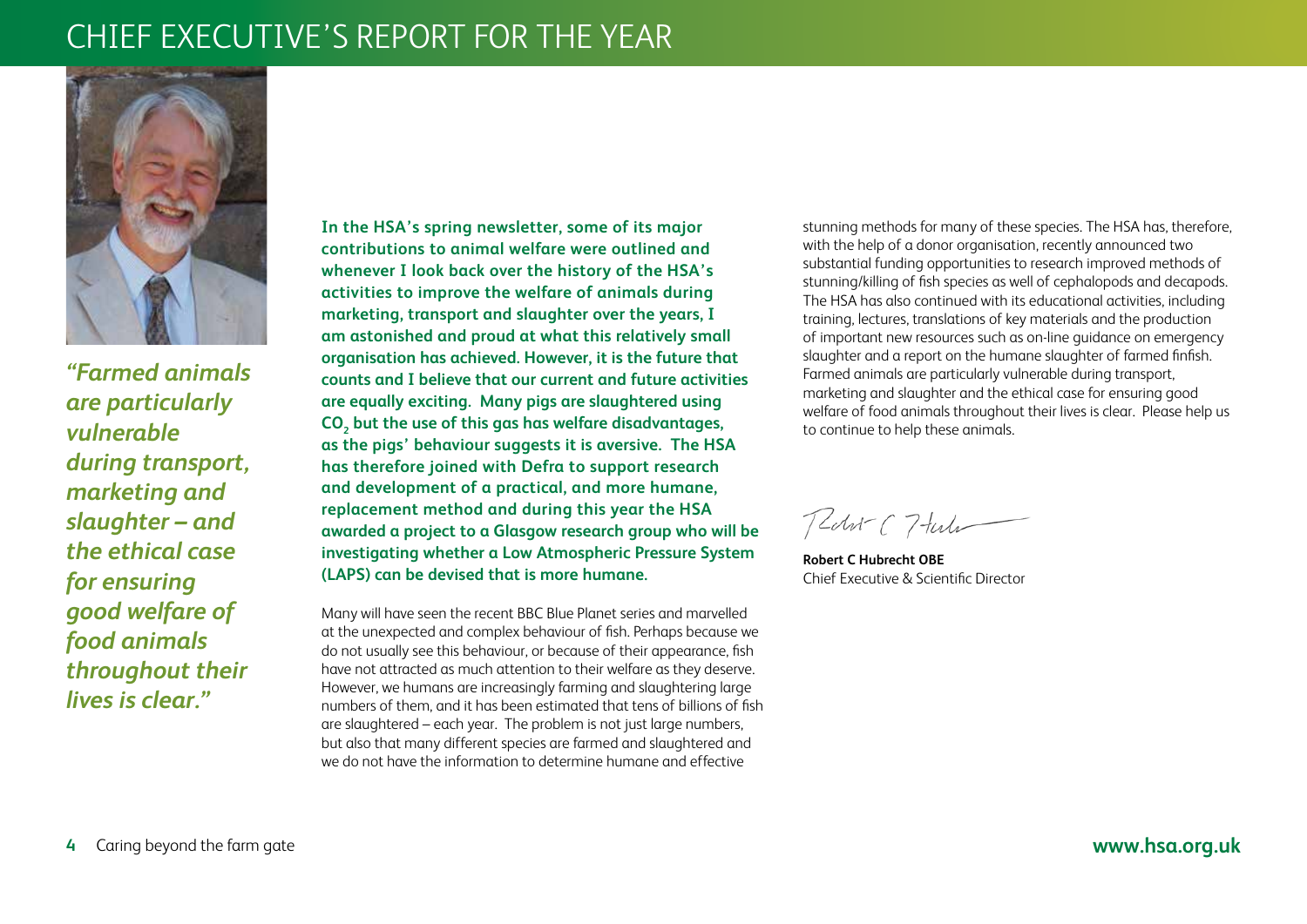# CHIEF EXECUTIVE'S REPORT FOR THE YEAR

*"Farmed animals are particularly vulnerable during transport, marketing and slaughter – and the ethical case for ensuring good welfare of food animals throughout their lives is clear."*

**In the HSA's spring newsletter, some of its major contributions to animal welfare were outlined and whenever I look back over the history of the HSA's activities to improve the welfare of animals during marketing, transport and slaughter over the years, I am astonished and proud at what this relatively small organisation has achieved. However, it is the future that counts and I believe that our current and future activities are equally exciting. Many pigs are slaughtered using $CO_2$ but the use of this gas has welfare disadvantages, as the pigs' behaviour suggests it is aversive. The HSA has therefore joined with Defra to support research and development of a practical, and more humane, replacement method and during this year the HSA awarded a project to a Glasgow research group who will be investigating whether a Low Atmospheric Pressure System (LAPS) can be devised that is more humane.**

Many will have seen the recent BBC Blue Planet series and marvelled at the unexpected and complex behaviour of fish. Perhaps because we do not usually see this behaviour, or because of their appearance, fish have not attracted as much attention to their welfare as they deserve. However, we humans are increasingly farming and slaughtering large numbers of them, and it has been estimated that tens of billions of fish are slaughtered – each year. The problem is not just large numbers, but also that many different species are farmed and slaughtered and we do not have the information to determine humane and effective stunning methods for many of these species. The HSA has, therefore, with the help of a donor organisation, recently announced two substantial funding opportunities to research improved methods of stunning/killing of fish species as well of cephalopods and decapods. The HSA has also continued with its educational activities, including training, lectures, translations of key materials and the production of important new resources such as on-line guidance on emergency slaughter and a report on the humane slaughter of farmed finfish. Farmed animals are particularly vulnerable during transport, marketing and slaughter and the ethical case for ensuring good welfare of food animals throughout their lives is clear. Please help us to continue to help these animals.

**Robert C Hubrecht OBE**
Chief Executive & Scientific Director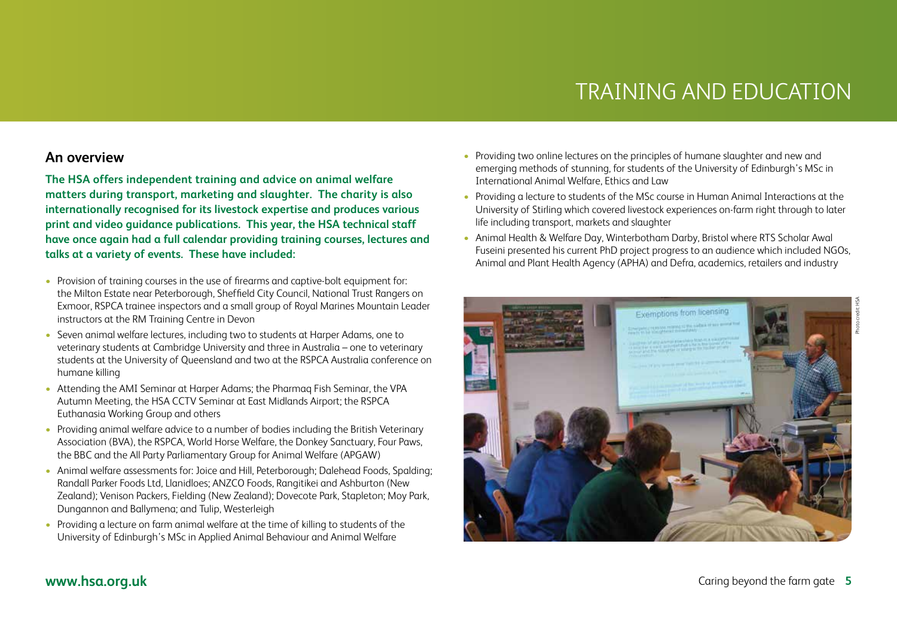# TRAINING AND EDUCATION

## An overview

**The HSA offers independent training and advice on animal welfare matters during transport, marketing and slaughter. The charity is also internationally recognised for its livestock expertise and produces various print and video guidance publications. This year, the HSA technical staff have once again had a full calendar providing training courses, lectures and talks at a variety of events. These have included:**

- Provision of training courses in the use of firearms and captive-bolt equipment for: the Milton Estate near Peterborough, Sheffield City Council, National Trust Rangers on Exmoor, RSPCA trainee inspectors and a small group of Royal Marines Mountain Leader instructors at the RM Training Centre in Devon
- Seven animal welfare lectures, including two to students at Harper Adams, one to veterinary students at Cambridge University and three in Australia – one to veterinary students at the University of Queensland and two at the RSPCA Australia conference on humane killing
- Attending the AMI Seminar at Harper Adams; the Pharmaq Fish Seminar, the VPA Autumn Meeting, the HSA CCTV Seminar at East Midlands Airport; the RSPCA Euthanasia Working Group and others
- Providing animal welfare advice to a number of bodies including the British Veterinary Association (BVA), the RSPCA, World Horse Welfare, the Donkey Sanctuary, Four Paws, the BBC and the All Party Parliamentary Group for Animal Welfare (APGAW)
- Animal welfare assessments for: Joice and Hill, Peterborough; Dalehead Foods, Spalding; Randall Parker Foods Ltd, Llanidloes; ANZCO Foods, Rangitikei and Ashburton (New Zealand); Venison Packers, Fielding (New Zealand); Dovecote Park, Stapleton; Moy Park, Dungannon and Ballymena; and Tulip, Westerleigh
- Providing a lecture on farm animal welfare at the time of killing to students of the University of Edinburgh's MSc in Applied Animal Behaviour and Animal Welfare
- Providing two online lectures on the principles of humane slaughter and new and emerging methods of stunning, for students of the University of Edinburgh's MSc in International Animal Welfare, Ethics and Law
- Providing a lecture to students of the MSc course in Human Animal Interactions at the University of Stirling which covered livestock experiences on-farm right through to later life including transport, markets and slaughter
- Animal Health & Welfare Day, Winterbotham Darby, Bristol where RTS Scholar Awal Fuseini presented his current PhD project progress to an audience which included NGOs, Animal and Plant Health Agency (APHA) and Defra, academics, retailers and industry

Photo credit: HSA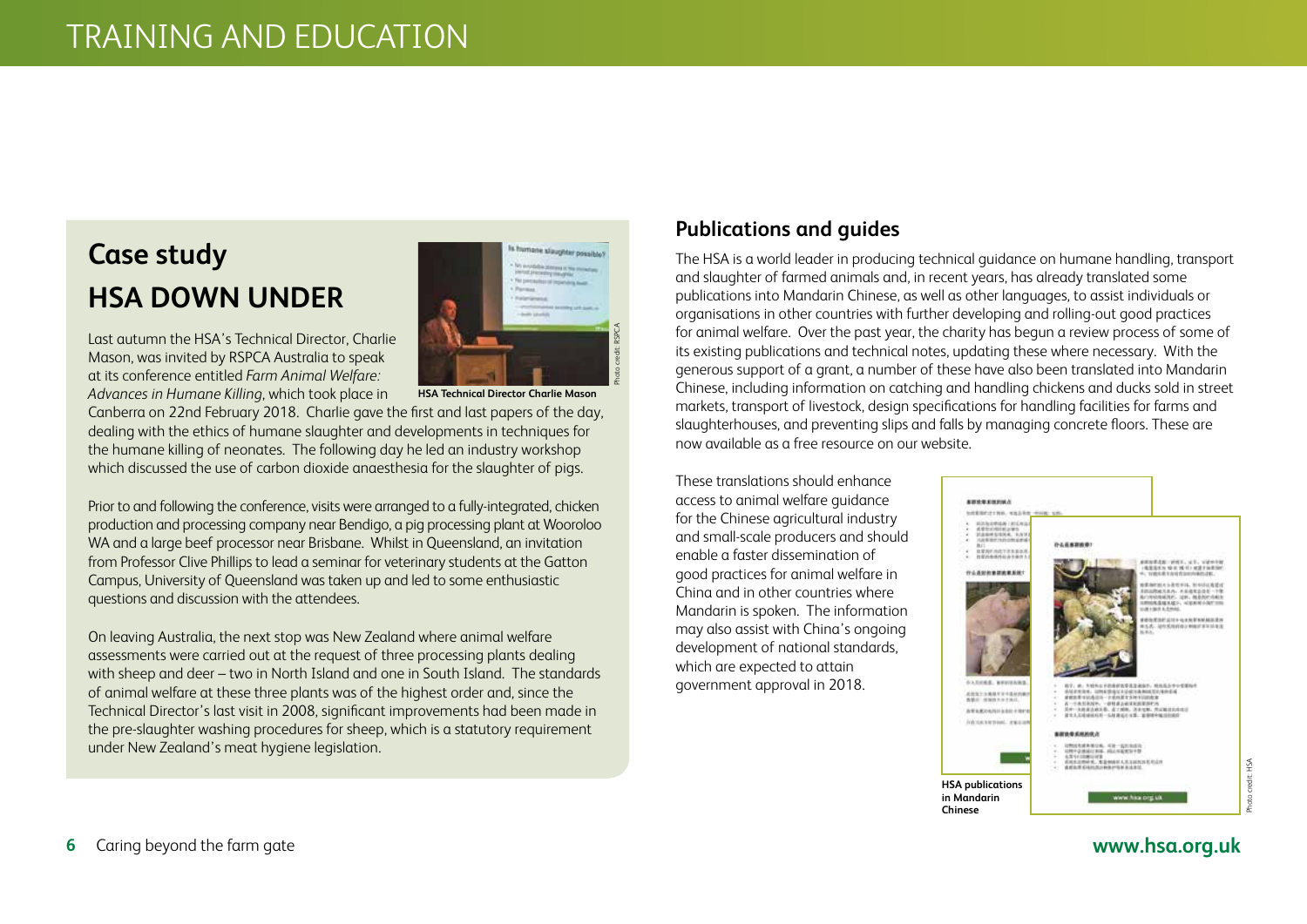# TRAINING AND EDUCATION

## Case study

## HSA DOWN UNDER

HSA Technical Director Charlie Mason

Photo credit: RSPCA

Last autumn the HSA's Technical Director, Charlie Mason, was invited by RSPCA Australia to speak at its conference entitled *Farm Animal Welfare: Advances in Humane Killing*, which took place in Canberra on 22nd February 2018. Charlie gave the first and last papers of the day, dealing with the ethics of humane slaughter and developments in techniques for the humane killing of neonates. The following day he led an industry workshop which discussed the use of carbon dioxide anaesthesia for the slaughter of pigs.

Prior to and following the conference, visits were arranged to a fully-integrated, chicken production and processing company near Bendigo, a pig processing plant at Wooroloo WA and a large beef processor near Brisbane. Whilst in Queensland, an invitation from Professor Clive Phillips to lead a seminar for veterinary students at the Gatton Campus, University of Queensland was taken up and led to some enthusiastic questions and discussion with the attendees.

On leaving Australia, the next stop was New Zealand where animal welfare assessments were carried out at the request of three processing plants dealing with sheep and deer – two in North Island and one in South Island. The standards of animal welfare at these three plants was of the highest order and, since the Technical Director's last visit in 2008, significant improvements had been made in the pre-slaughter washing procedures for sheep, which is a statutory requirement under New Zealand's meat hygiene legislation.

## Publications and guides

The HSA is a world leader in producing technical guidance on humane handling, transport and slaughter of farmed animals and, in recent years, has already translated some publications into Mandarin Chinese, as well as other languages, to assist individuals or organisations in other countries with further developing and rolling-out good practices for animal welfare. Over the past year, the charity has begun a review process of some of its existing publications and technical notes, updating these where necessary. With the generous support of a grant, a number of these have also been translated into Mandarin Chinese, including information on catching and handling chickens and ducks sold in street markets, transport of livestock, design specifications for handling facilities for farms and slaughterhouses, and preventing slips and falls by managing concrete floors. These are now available as a free resource on our website.

These translations should enhance access to animal welfare guidance for the Chinese agricultural industry and small-scale producers and should enable a faster dissemination of good practices for animal welfare in China and in other countries where Mandarin is spoken. The information may also assist with China's ongoing development of national standards, which are expected to attain government approval in 2018.

HSA publications in Mandarin Chinese

Photo credit: HSA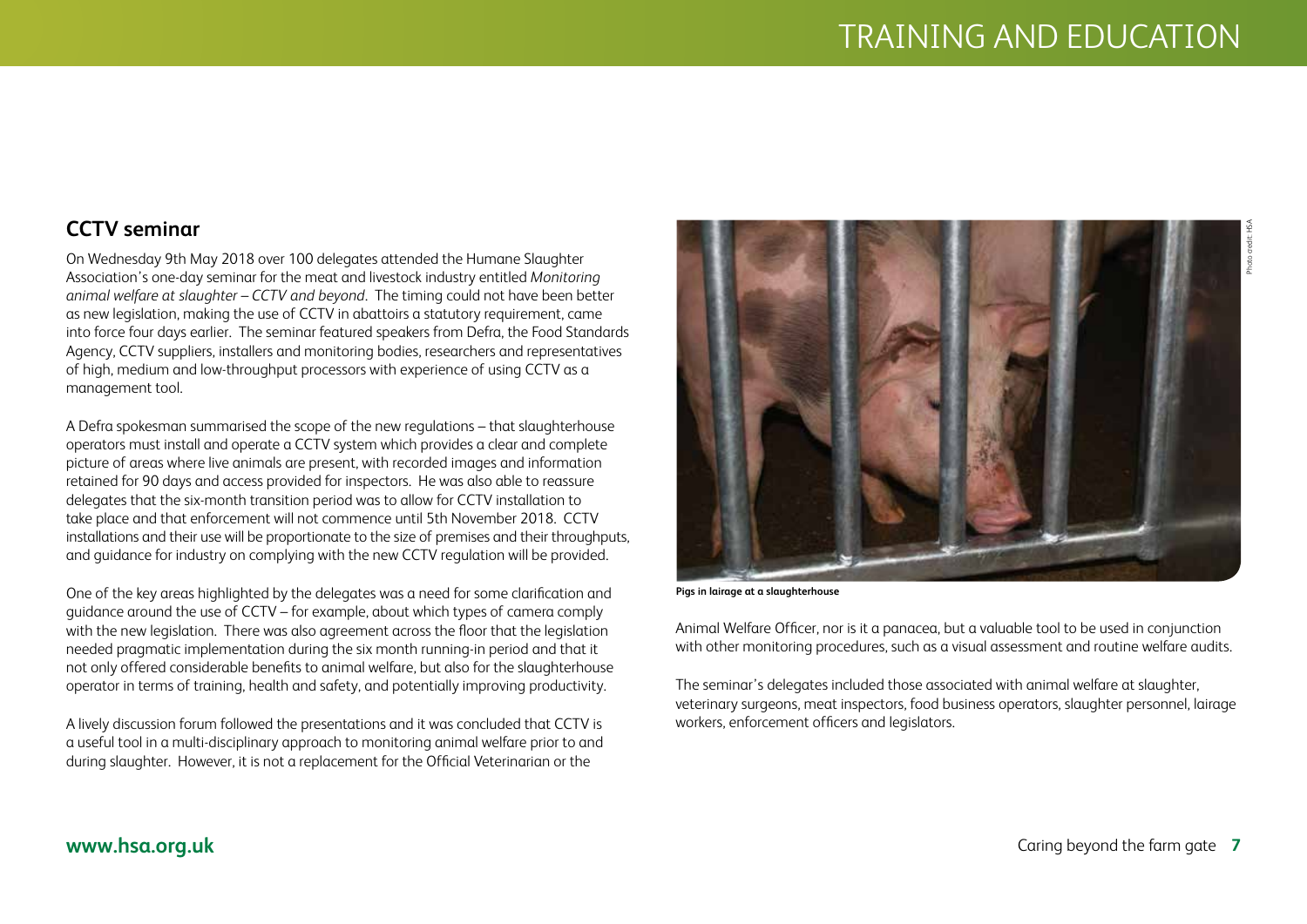## CCTV seminar

On Wednesday 9th May 2018 over 100 delegates attended the Humane Slaughter Association's one-day seminar for the meat and livestock industry entitled *Monitoring animal welfare at slaughter – CCTV and beyond*. The timing could not have been better as new legislation, making the use of CCTV in abattoirs a statutory requirement, came into force four days earlier. The seminar featured speakers from Defra, the Food Standards Agency, CCTV suppliers, installers and monitoring bodies, researchers and representatives of high, medium and low-throughput processors with experience of using CCTV as a management tool.

A Defra spokesman summarised the scope of the new regulations – that slaughterhouse operators must install and operate a CCTV system which provides a clear and complete picture of areas where live animals are present, with recorded images and information retained for 90 days and access provided for inspectors. He was also able to reassure delegates that the six-month transition period was to allow for CCTV installation to take place and that enforcement will not commence until 5th November 2018. CCTV installations and their use will be proportionate to the size of premises and their throughputs, and guidance for industry on complying with the new CCTV regulation will be provided.

One of the key areas highlighted by the delegates was a need for some clarification and guidance around the use of CCTV – for example, about which types of camera comply with the new legislation. There was also agreement across the floor that the legislation needed pragmatic implementation during the six month running-in period and that it not only offered considerable benefits to animal welfare, but also for the slaughterhouse operator in terms of training, health and safety, and potentially improving productivity.

A lively discussion forum followed the presentations and it was concluded that CCTV is a useful tool in a multi-disciplinary approach to monitoring animal welfare prior to and during slaughter. However, it is not a replacement for the Official Veterinarian or the Animal Welfare Officer, nor is it a panacea, but a valuable tool to be used in conjunction with other monitoring procedures, such as a visual assessment and routine welfare audits.

**Pigs in lairage at a slaughterhouse**

Photo credit: HSA

The seminar's delegates included those associated with animal welfare at slaughter, veterinary surgeons, meat inspectors, food business operators, slaughter personnel, lairage workers, enforcement officers and legislators.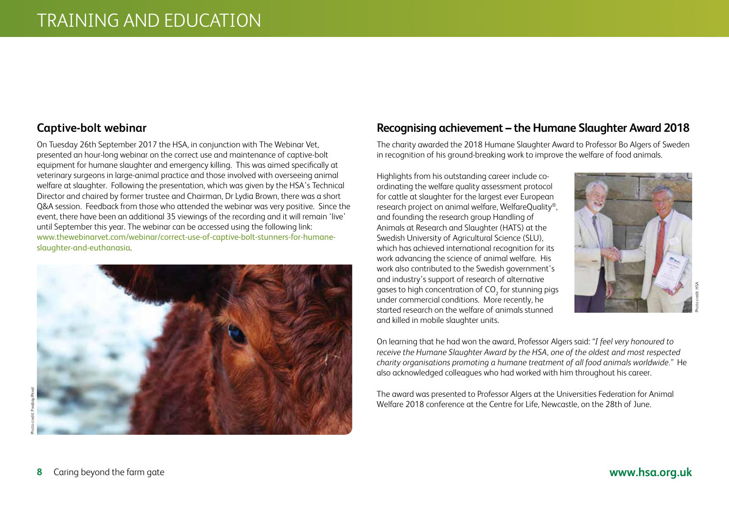# TRAINING AND EDUCATION

## Captive-bolt webinar

On Tuesday 26th September 2017 the HSA, in conjunction with The Webinar Vet, presented an hour-long webinar on the correct use and maintenance of captive-bolt equipment for humane slaughter and emergency killing. This was aimed specifically at veterinary surgeons in large-animal practice and those involved with overseeing animal welfare at slaughter. Following the presentation, which was given by the HSA's Technical Director and chaired by former trustee and Chairman, Dr Lydia Brown, there was a short Q&A session. Feedback from those who attended the webinar was very positive. Since the event, there have been an additional 35 viewings of the recording and it will remain 'live' until September this year. The webinar can be accessed using the following link: www.thewebinarvet.com/webinar/correct-use-of-captive-bolt-stunners-for-humane-slaughter-and-euthanasia.

Photo credit: Pixabay/Pexel

## Recognising achievement – the Humane Slaughter Award 2018

The charity awarded the 2018 Humane Slaughter Award to Professor Bo Algers of Sweden in recognition of his ground-breaking work to improve the welfare of food animals.

Highlights from his outstanding career include co-ordinating the welfare quality assessment protocol for cattle at slaughter for the largest ever European research project on animal welfare, WelfareQuality®, and founding the research group Handling of Animals at Research and Slaughter (HATS) at the Swedish University of Agricultural Science (SLU), which has achieved international recognition for its work advancing the science of animal welfare. His work also contributed to the Swedish government's and industry's support of research of alternative gases to high concentration of $CO_2$ for stunning pigs under commercial conditions. More recently, he started research on the welfare of animals stunned and killed in mobile slaughter units.

Photo credit: HSA

On learning that he had won the award, Professor Algers said: "*I feel very honoured to receive the Humane Slaughter Award by the HSA, one of the oldest and most respected charity organisations promoting a humane treatment of all food animals worldwide.*" He also acknowledged colleagues who had worked with him throughout his career.

The award was presented to Professor Algers at the Universities Federation for Animal Welfare 2018 conference at the Centre for Life, Newcastle, on the 28th of June.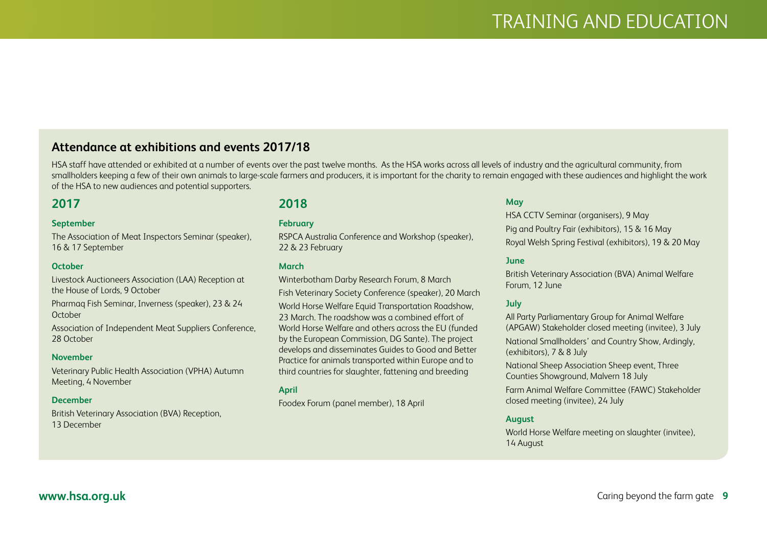## Attendance at exhibitions and events 2017/18

HSA staff have attended or exhibited at a number of events over the past twelve months. As the HSA works across all levels of industry and the agricultural community, from smallholders keeping a few of their own animals to large-scale farmers and producers, it is important for the charity to remain engaged with these audiences and highlight the work of the HSA to new audiences and potential supporters.

### 2017

**September**

The Association of Meat Inspectors Seminar (speaker), 16 & 17 September

**October**

Livestock Auctioneers Association (LAA) Reception at the House of Lords, 9 October

Pharmaq Fish Seminar, Inverness (speaker), 23 & 24 October

Association of Independent Meat Suppliers Conference, 28 October

**November**

Veterinary Public Health Association (VPHA) Autumn Meeting, 4 November

**December**

British Veterinary Association (BVA) Reception, 13 December

### 2018

**February**

RSPCA Australia Conference and Workshop (speaker), 22 & 23 February

**March**

Winterbotham Darby Research Forum, 8 March

Fish Veterinary Society Conference (speaker), 20 March

World Horse Welfare Equid Transportation Roadshow, 23 March. The roadshow was a combined effort of World Horse Welfare and others across the EU (funded by the European Commission, DG Sante). The project develops and disseminates Guides to Good and Better Practice for animals transported within Europe and to third countries for slaughter, fattening and breeding

**April**

Foodex Forum (panel member), 18 April

**May**

HSA CCTV Seminar (organisers), 9 May

Pig and Poultry Fair (exhibitors), 15 & 16 May

Royal Welsh Spring Festival (exhibitors), 19 & 20 May

**June**

British Veterinary Association (BVA) Animal Welfare Forum, 12 June

**July**

All Party Parliamentary Group for Animal Welfare (APGAW) Stakeholder closed meeting (invitee), 3 July

National Smallholders' and Country Show, Ardingly, (exhibitors), 7 & 8 July

National Sheep Association Sheep event, Three Counties Showground, Malvern 18 July

Farm Animal Welfare Committee (FAWC) Stakeholder closed meeting (invitee), 24 July

**August**

World Horse Welfare meeting on slaughter (invitee), 14 August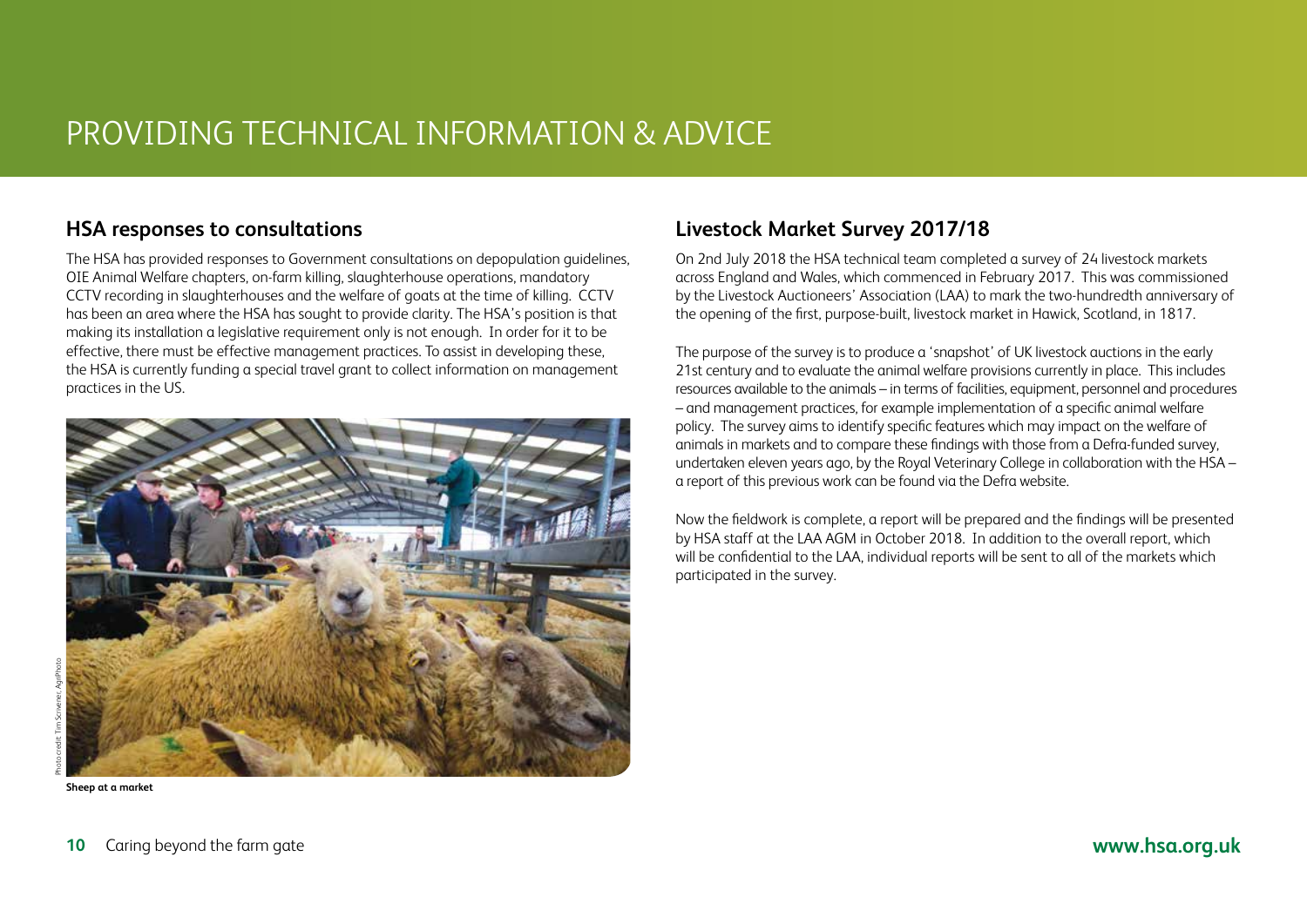# PROVIDING TECHNICAL INFORMATION & ADVICE

## HSA responses to consultations

The HSA has provided responses to Government consultations on depopulation guidelines, OIE Animal Welfare chapters, on-farm killing, slaughterhouse operations, mandatory CCTV recording in slaughterhouses and the welfare of goats at the time of killing. CCTV has been an area where the HSA has sought to provide clarity. The HSA's position is that making its installation a legislative requirement only is not enough. In order for it to be effective, there must be effective management practices. To assist in developing these, the HSA is currently funding a special travel grant to collect information on management practices in the US.

Photo credit: Tim Scrivener, AgriPhoto

**Sheep at a market**

## Livestock Market Survey 2017/18

On 2nd July 2018 the HSA technical team completed a survey of 24 livestock markets across England and Wales, which commenced in February 2017. This was commissioned by the Livestock Auctioneers' Association (LAA) to mark the two-hundredth anniversary of the opening of the first, purpose-built, livestock market in Hawick, Scotland, in 1817.

The purpose of the survey is to produce a 'snapshot' of UK livestock auctions in the early 21st century and to evaluate the animal welfare provisions currently in place. This includes resources available to the animals – in terms of facilities, equipment, personnel and procedures – and management practices, for example implementation of a specific animal welfare policy. The survey aims to identify specific features which may impact on the welfare of animals in markets and to compare these findings with those from a Defra-funded survey, undertaken eleven years ago, by the Royal Veterinary College in collaboration with the HSA – a report of this previous work can be found via the Defra website.

Now the fieldwork is complete, a report will be prepared and the findings will be presented by HSA staff at the LAA AGM in October 2018. In addition to the overall report, which will be confidential to the LAA, individual reports will be sent to all of the markets which participated in the survey.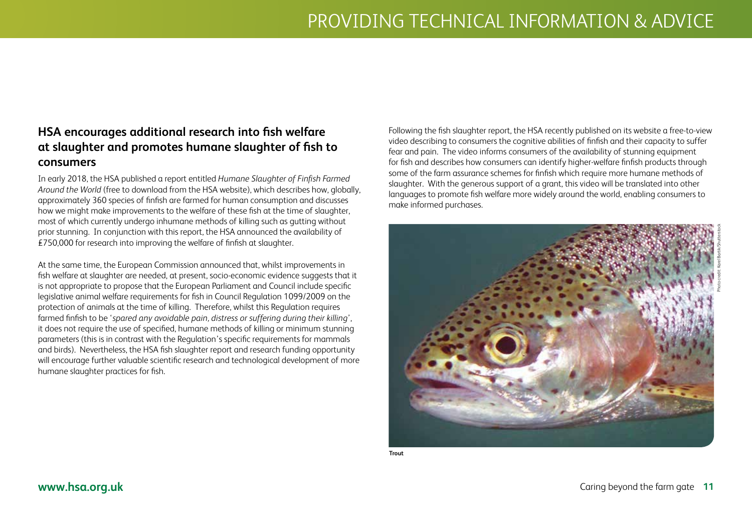## HSA encourages additional research into fish welfare at slaughter and promotes humane slaughter of fish to consumers

In early 2018, the HSA published a report entitled *Humane Slaughter of Finfish Farmed Around the World* (free to download from the HSA website), which describes how, globally, approximately 360 species of finfish are farmed for human consumption and discusses how we might make improvements to the welfare of these fish at the time of slaughter, most of which currently undergo inhumane methods of killing such as gutting without prior stunning. In conjunction with this report, the HSA announced the availability of £750,000 for research into improving the welfare of finfish at slaughter.

At the same time, the European Commission announced that, whilst improvements in fish welfare at slaughter are needed, at present, socio-economic evidence suggests that it is not appropriate to propose that the European Parliament and Council include specific legislative animal welfare requirements for fish in Council Regulation 1099/2009 on the protection of animals at the time of killing. Therefore, whilst this Regulation requires farmed finfish to be '*spared any avoidable pain, distress or suffering during their killing*', it does not require the use of specified, humane methods of killing or minimum stunning parameters (this is in contrast with the Regulation's specific requirements for mammals and birds). Nevertheless, the HSA fish slaughter report and research funding opportunity will encourage further valuable scientific research and technological development of more humane slaughter practices for fish.

Following the fish slaughter report, the HSA recently published on its website a free-to-view video describing to consumers the cognitive abilities of finfish and their capacity to suffer fear and pain. The video informs consumers of the availability of stunning equipment for fish and describes how consumers can identify higher-welfare finfish products through some of the farm assurance schemes for finfish which require more humane methods of slaughter. With the generous support of a grant, this video will be translated into other languages to promote fish welfare more widely around the world, enabling consumers to make informed purchases.

Photo credit: Karel Bartik/Shutterstock

**Trout**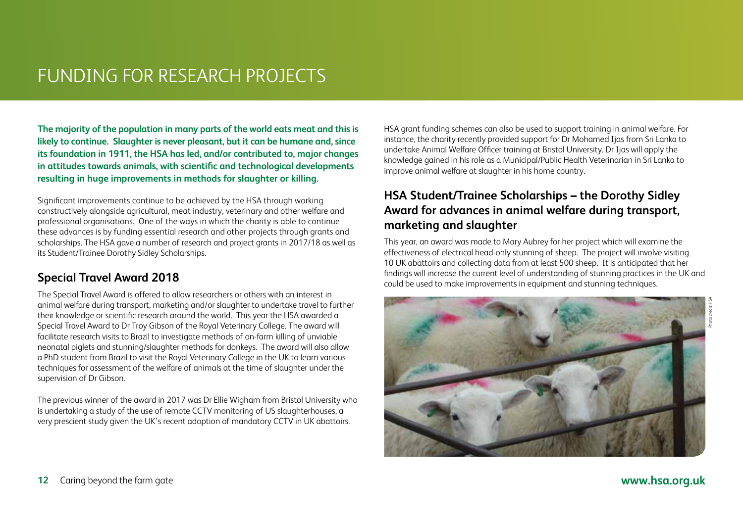# FUNDING FOR RESEARCH PROJECTS

**The majority of the population in many parts of the world eats meat and this is likely to continue. Slaughter is never pleasant, but it can be humane and, since its foundation in 1911, the HSA has led, and/or contributed to, major changes in attitudes towards animals, with scientific and technological developments resulting in huge improvements in methods for slaughter or killing.**

Significant improvements continue to be achieved by the HSA through working constructively alongside agricultural, meat industry, veterinary and other welfare and professional organisations. One of the ways in which the charity is able to continue these advances is by funding essential research and other projects through grants and scholarships. The HSA gave a number of research and project grants in 2017/18 as well as its Student/Trainee Dorothy Sidley Scholarships.

## Special Travel Award 2018

The Special Travel Award is offered to allow researchers or others with an interest in animal welfare during transport, marketing and/or slaughter to undertake travel to further their knowledge or scientific research around the world. This year the HSA awarded a Special Travel Award to Dr Troy Gibson of the Royal Veterinary College. The award will facilitate research visits to Brazil to investigate methods of on-farm killing of unviable neonatal piglets and stunning/slaughter methods for donkeys. The award will also allow a PhD student from Brazil to visit the Royal Veterinary College in the UK to learn various techniques for assessment of the welfare of animals at the time of slaughter under the supervision of Dr Gibson.

The previous winner of the award in 2017 was Dr Ellie Wigham from Bristol University who is undertaking a study of the use of remote CCTV monitoring of US slaughterhouses, a very prescient study given the UK's recent adoption of mandatory CCTV in UK abattoirs.

HSA grant funding schemes can also be used to support training in animal welfare. For instance, the charity recently provided support for Dr Mohamed Ijas from Sri Lanka to undertake Animal Welfare Officer training at Bristol University. Dr Ijas will apply the knowledge gained in his role as a Municipal/Public Health Veterinarian in Sri Lanka to improve animal welfare at slaughter in his home country.

## HSA Student/Trainee Scholarships – the Dorothy Sidley Award for advances in animal welfare during transport, marketing and slaughter

This year, an award was made to Mary Aubrey for her project which will examine the effectiveness of electrical head-only stunning of sheep. The project will involve visiting 10 UK abattoirs and collecting data from at least 500 sheep. It is anticipated that her findings will increase the current level of understanding of stunning practices in the UK and could be used to make improvements in equipment and stunning techniques.

Photo credit HSA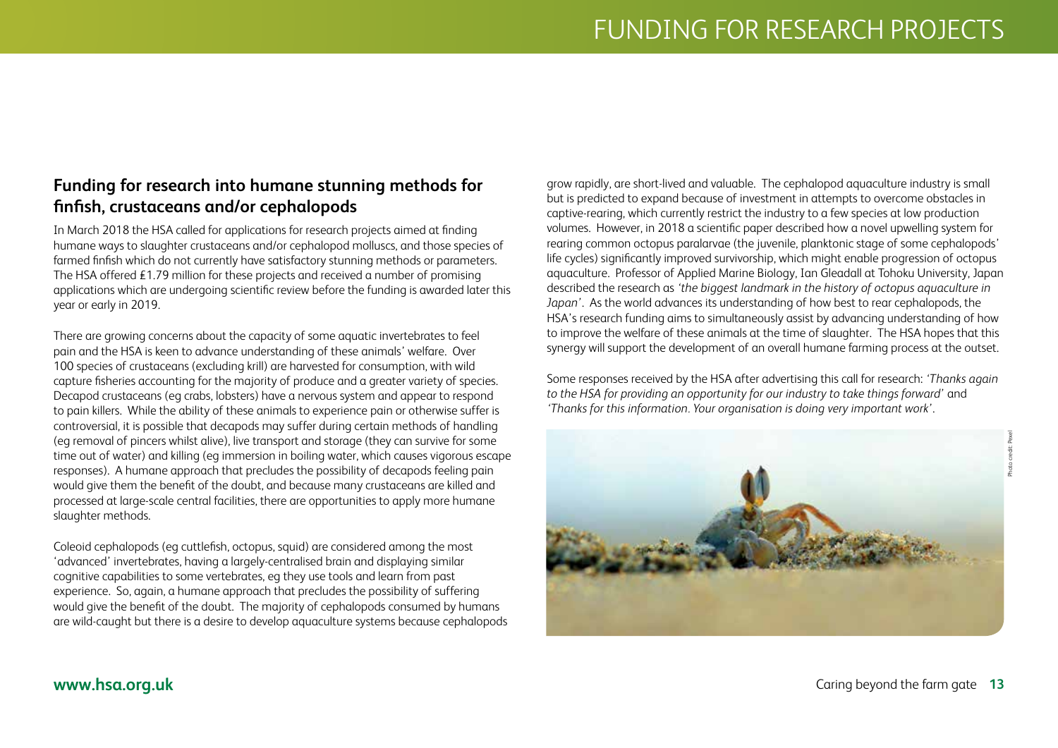## Funding for research into humane stunning methods for finfish, crustaceans and/or cephalopods

In March 2018 the HSA called for applications for research projects aimed at finding humane ways to slaughter crustaceans and/or cephalopod molluscs, and those species of farmed finfish which do not currently have satisfactory stunning methods or parameters. The HSA offered £1.79 million for these projects and received a number of promising applications which are undergoing scientific review before the funding is awarded later this year or early in 2019.

There are growing concerns about the capacity of some aquatic invertebrates to feel pain and the HSA is keen to advance understanding of these animals' welfare. Over 100 species of crustaceans (excluding krill) are harvested for consumption, with wild capture fisheries accounting for the majority of produce and a greater variety of species. Decapod crustaceans (eg crabs, lobsters) have a nervous system and appear to respond to pain killers. While the ability of these animals to experience pain or otherwise suffer is controversial, it is possible that decapods may suffer during certain methods of handling (eg removal of pincers whilst alive), live transport and storage (they can survive for some time out of water) and killing (eg immersion in boiling water, which causes vigorous escape responses). A humane approach that precludes the possibility of decapods feeling pain would give them the benefit of the doubt, and because many crustaceans are killed and processed at large-scale central facilities, there are opportunities to apply more humane slaughter methods.

Coleoid cephalopods (eg cuttlefish, octopus, squid) are considered among the most 'advanced' invertebrates, having a largely-centralised brain and displaying similar cognitive capabilities to some vertebrates, eg they use tools and learn from past experience. So, again, a humane approach that precludes the possibility of suffering would give the benefit of the doubt. The majority of cephalopods consumed by humans are wild-caught but there is a desire to develop aquaculture systems because cephalopods grow rapidly, are short-lived and valuable. The cephalopod aquaculture industry is small but is predicted to expand because of investment in attempts to overcome obstacles in captive-rearing, which currently restrict the industry to a few species at low production volumes. However, in 2018 a scientific paper described how a novel upwelling system for rearing common octopus paralarvae (the juvenile, planktonic stage of some cephalopods' life cycles) significantly improved survivorship, which might enable progression of octopus aquaculture. Professor of Applied Marine Biology, Ian Gleadall at Tohoku University, Japan described the research as *'the biggest landmark in the history of octopus aquaculture in Japan'*. As the world advances its understanding of how best to rear cephalopods, the HSA's research funding aims to simultaneously assist by advancing understanding of how to improve the welfare of these animals at the time of slaughter. The HSA hopes that this synergy will support the development of an overall humane farming process at the outset.

Some responses received by the HSA after advertising this call for research: *'Thanks again to the HSA for providing an opportunity for our industry to take things forward'* and *'Thanks for this information. Your organisation is doing very important work'*.

Photo credit: Pexel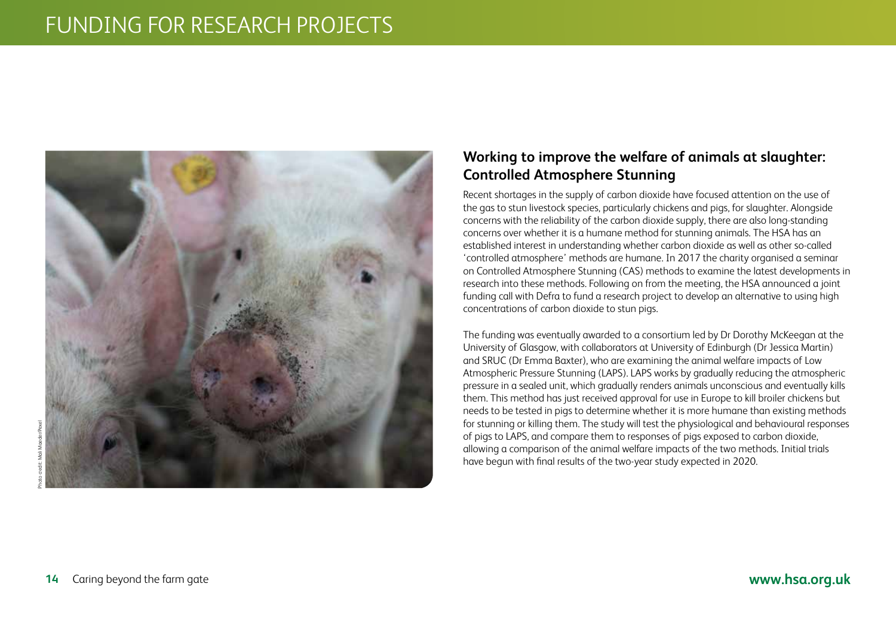# FUNDING FOR RESEARCH PROJECTS

## Working to improve the welfare of animals at slaughter: Controlled Atmosphere Stunning

Recent shortages in the supply of carbon dioxide have focused attention on the use of the gas to stun livestock species, particularly chickens and pigs, for slaughter. Alongside concerns with the reliability of the carbon dioxide supply, there are also long-standing concerns over whether it is a humane method for stunning animals. The HSA has an established interest in understanding whether carbon dioxide as well as other so-called 'controlled atmosphere' methods are humane. In 2017 the charity organised a seminar on Controlled Atmosphere Stunning (CAS) methods to examine the latest developments in research into these methods. Following on from the meeting, the HSA announced a joint funding call with Defra to fund a research project to develop an alternative to using high concentrations of carbon dioxide to stun pigs.

The funding was eventually awarded to a consortium led by Dr Dorothy McKeegan at the University of Glasgow, with collaborators at University of Edinburgh (Dr Jessica Martin) and SRUC (Dr Emma Baxter), who are examining the animal welfare impacts of Low Atmospheric Pressure Stunning (LAPS). LAPS works by gradually reducing the atmospheric pressure in a sealed unit, which gradually renders animals unconscious and eventually kills them. This method has just received approval for use in Europe to kill broiler chickens but needs to be tested in pigs to determine whether it is more humane than existing methods for stunning or killing them. The study will test the physiological and behavioural responses of pigs to LAPS, and compare them to responses of pigs exposed to carbon dioxide, allowing a comparison of the animal welfare impacts of the two methods. Initial trials have begun with final results of the two-year study expected in 2020.

Photo credit: Mali Maeder/Pexel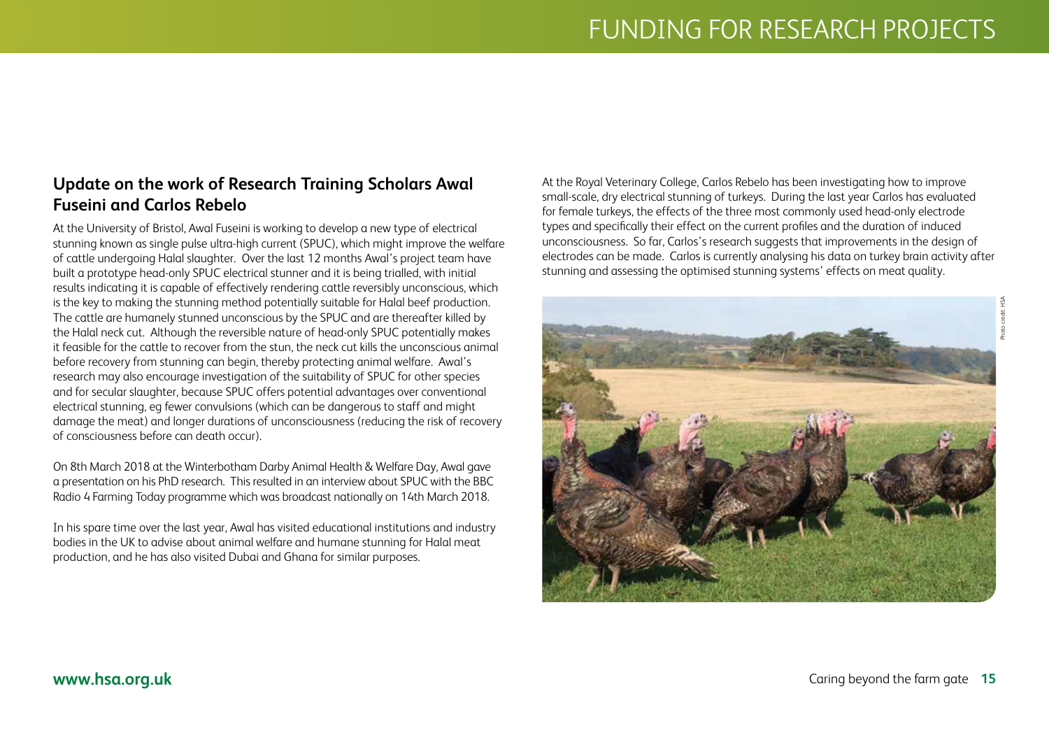# FUNDING FOR RESEARCH PROJECTS

## Update on the work of Research Training Scholars Awal Fuseini and Carlos Rebelo

At the University of Bristol, Awal Fuseini is working to develop a new type of electrical stunning known as single pulse ultra-high current (SPUC), which might improve the welfare of cattle undergoing Halal slaughter. Over the last 12 months Awal's project team have built a prototype head-only SPUC electrical stunner and it is being trialled, with initial results indicating it is capable of effectively rendering cattle reversibly unconscious, which is the key to making the stunning method potentially suitable for Halal beef production. The cattle are humanely stunned unconscious by the SPUC and are thereafter killed by the Halal neck cut. Although the reversible nature of head-only SPUC potentially makes it feasible for the cattle to recover from the stun, the neck cut kills the unconscious animal before recovery from stunning can begin, thereby protecting animal welfare. Awal's research may also encourage investigation of the suitability of SPUC for other species and for secular slaughter, because SPUC offers potential advantages over conventional electrical stunning, eg fewer convulsions (which can be dangerous to staff and might damage the meat) and longer durations of unconsciousness (reducing the risk of recovery of consciousness before can death occur).

On 8th March 2018 at the Winterbotham Darby Animal Health & Welfare Day, Awal gave a presentation on his PhD research. This resulted in an interview about SPUC with the BBC Radio 4 Farming Today programme which was broadcast nationally on 14th March 2018.

In his spare time over the last year, Awal has visited educational institutions and industry bodies in the UK to advise about animal welfare and humane stunning for Halal meat production, and he has also visited Dubai and Ghana for similar purposes.

At the Royal Veterinary College, Carlos Rebelo has been investigating how to improve small-scale, dry electrical stunning of turkeys. During the last year Carlos has evaluated for female turkeys, the effects of the three most commonly used head-only electrode types and specifically their effect on the current profiles and the duration of induced unconsciousness. So far, Carlos's research suggests that improvements in the design of electrodes can be made. Carlos is currently analysing his data on turkey brain activity after stunning and assessing the optimised stunning systems' effects on meat quality.

Photo credit: HSA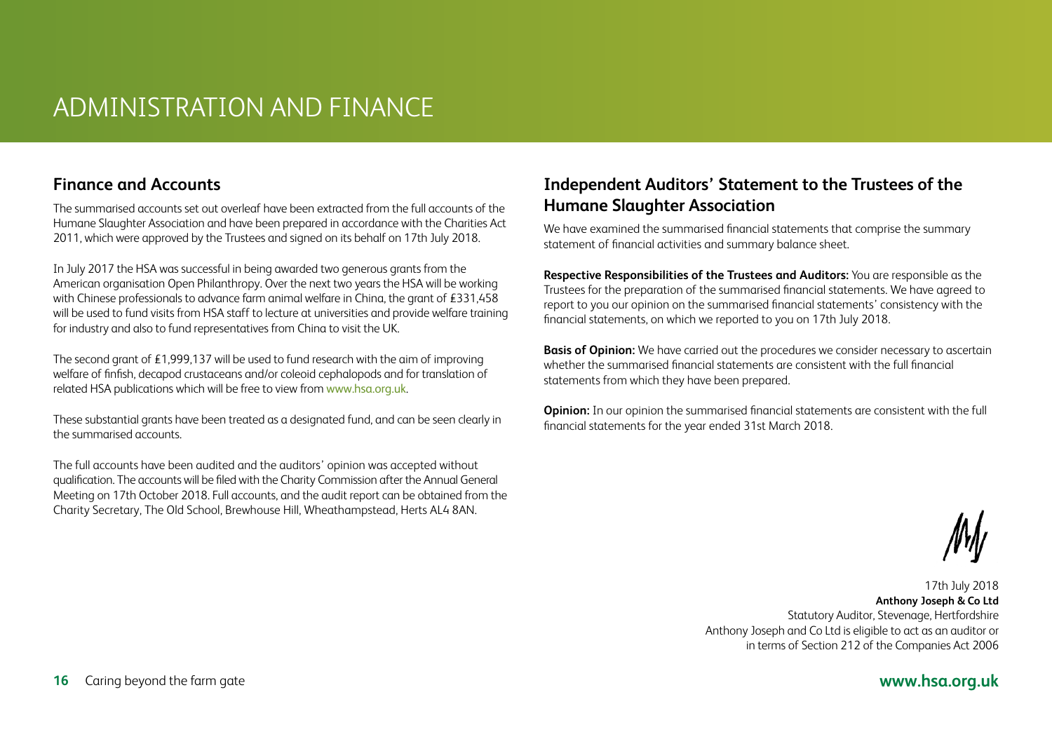# ADMINISTRATION AND FINANCE

## Finance and Accounts

The summarised accounts set out overleaf have been extracted from the full accounts of the Humane Slaughter Association and have been prepared in accordance with the Charities Act 2011, which were approved by the Trustees and signed on its behalf on 17th July 2018.

In July 2017 the HSA was successful in being awarded two generous grants from the American organisation Open Philanthropy. Over the next two years the HSA will be working with Chinese professionals to advance farm animal welfare in China, the grant of £331,458 will be used to fund visits from HSA staff to lecture at universities and provide welfare training for industry and also to fund representatives from China to visit the UK.

The second grant of £1,999,137 will be used to fund research with the aim of improving welfare of finfish, decapod crustaceans and/or coleoid cephalopods and for translation of related HSA publications which will be free to view from www.hsa.org.uk.

These substantial grants have been treated as a designated fund, and can be seen clearly in the summarised accounts.

The full accounts have been audited and the auditors' opinion was accepted without qualification. The accounts will be filed with the Charity Commission after the Annual General Meeting on 17th October 2018. Full accounts, and the audit report can be obtained from the Charity Secretary, The Old School, Brewhouse Hill, Wheathampstead, Herts AL4 8AN.

## Independent Auditors' Statement to the Trustees of the Humane Slaughter Association

We have examined the summarised financial statements that comprise the summary statement of financial activities and summary balance sheet.

**Respective Responsibilities of the Trustees and Auditors:** You are responsible as the Trustees for the preparation of the summarised financial statements. We have agreed to report to you our opinion on the summarised financial statements' consistency with the financial statements, on which we reported to you on 17th July 2018.

**Basis of Opinion:** We have carried out the procedures we consider necessary to ascertain whether the summarised financial statements are consistent with the full financial statements from which they have been prepared.

**Opinion:** In our opinion the summarised financial statements are consistent with the full financial statements for the year ended 31st March 2018.

17th July 2018
**Anthony Joseph & Co Ltd**
Statutory Auditor, Stevenage, Hertfordshire
Anthony Joseph and Co Ltd is eligible to act as an auditor or in terms of Section 212 of the Companies Act 2006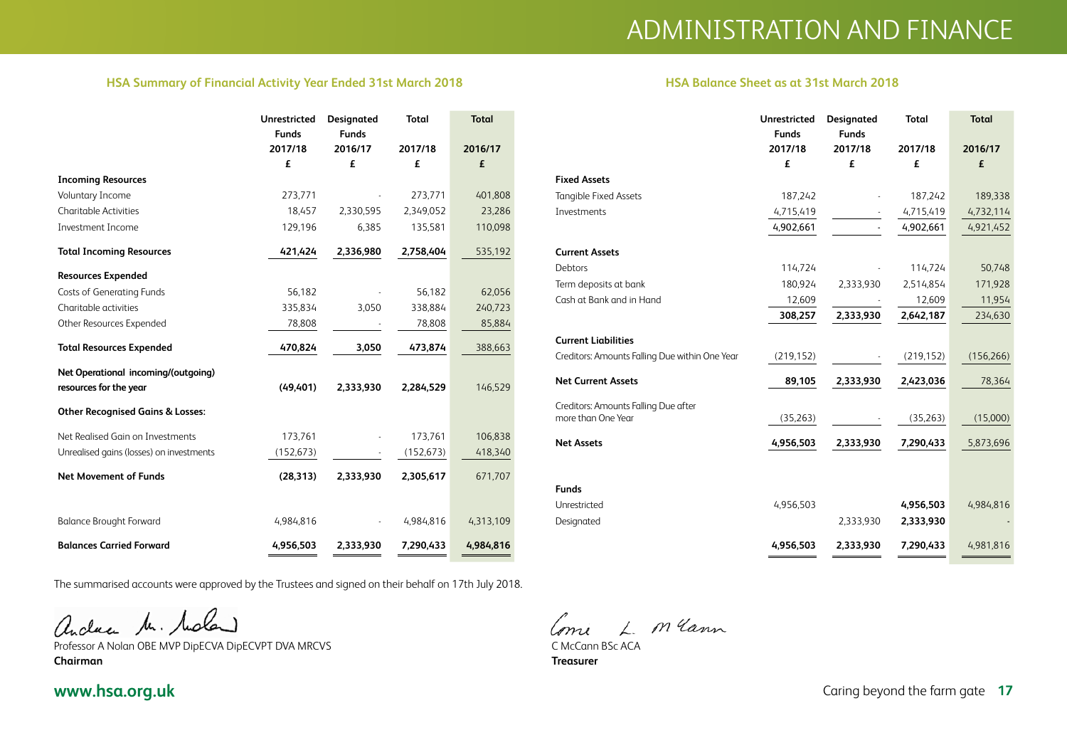# ADMINISTRATION AND FINANCE

## HSA Summary of Financial Activity Year Ended 31st March 2018

| | Unrestricted Funds 2017/18 £ | Designated Funds 2016/17 £ | Total 2017/18 £ | Total 2016/17 £ |
|---|---|---|---|---|
| **Incoming Resources** | | | | |
| Voluntary Income | 273,771 | - | 273,771 | 401,808 |
| Charitable Activities | 18,457 | 2,330,595 | 2,349,052 | 23,286 |
| Investment Income | 129,196 | 6,385 | 135,581 | 110,098 |
| **Total Incoming Resources** | **421,424** | **2,336,980** | **2,758,404** | 535,192 |
| **Resources Expended** | | | | |
| Costs of Generating Funds | 56,182 | - | 56,182 | 62,056 |
| Charitable activities | 335,834 | 3,050 | 338,884 | 240,723 |
| Other Resources Expended | 78,808 | - | 78,808 | 85,884 |
| **Total Resources Expended** | **470,824** | **3,050** | **473,874** | 388,663 |
| **Net Operational incoming/(outgoing) resources for the year** | **(49,401)** | **2,333,930** | **2,284,529** | 146,529 |
| **Other Recognised Gains & Losses:** | | | | |
| Net Realised Gain on Investments | 173,761 | - | 173,761 | 106,838 |
| Unrealised gains (losses) on investments | (152,673) | - | (152,673) | 418,340 |
| **Net Movement of Funds** | **(28,313)** | **2,333,930** | **2,305,617** | 671,707 |
| Balance Brought Forward | 4,984,816 | - | 4,984,816 | 4,313,109 |
| **Balances Carried Forward** | **4,956,503** | **2,333,930** | **7,290,433** | **4,984,816** |

## HSA Balance Sheet as at 31st March 2018

| | Unrestricted Funds 2017/18 £ | Designated Funds 2017/18 £ | Total 2017/18 £ | Total 2016/17 £ |
|---|---|---|---|---|
| **Fixed Assets** | | | | |
| Tangible Fixed Assets | 187,242 | - | 187,242 | 189,338 |
| Investments | 4,715,419 | - | 4,715,419 | 4,732,114 |
| | 4,902,661 | - | 4,902,661 | 4,921,452 |
| **Current Assets** | | | | |
| Debtors | 114,724 | - | 114,724 | 50,748 |
| Term deposits at bank | 180,924 | 2,333,930 | 2,514,854 | 171,928 |
| Cash at Bank and in Hand | 12,609 | - | 12,609 | 11,954 |
| | **308,257** | **2,333,930** | **2,642,187** | 234,630 |
| **Current Liabilities** | | | | |
| Creditors: Amounts Falling Due within One Year | (219,152) | - | (219,152) | (156,266) |
| **Net Current Assets** | **89,105** | **2,333,930** | **2,423,036** | 78,364 |
| Creditors: Amounts Falling Due after more than One Year | (35,263) | - | (35,263) | (15,000) |
| **Net Assets** | **4,956,503** | **2,333,930** | **7,290,433** | 5,873,696 |
| **Funds** | | | | |
| Unrestricted | 4,956,503 | | **4,956,503** | 4,984,816 |
| Designated | | 2,333,930 | **2,333,930** | - |
| | **4,956,503** | **2,333,930** | **7,290,433** | 4,981,816 |

The summarised accounts were approved by the Trustees and signed on their behalf on 17th July 2018.

Professor A Nolan OBE MVP DipECVA DipECVPT DVA MRCVS
**Chairman**

C McCann BSc ACA
**Treasurer**

**www.hsa.org.uk**

Caring beyond the farm gate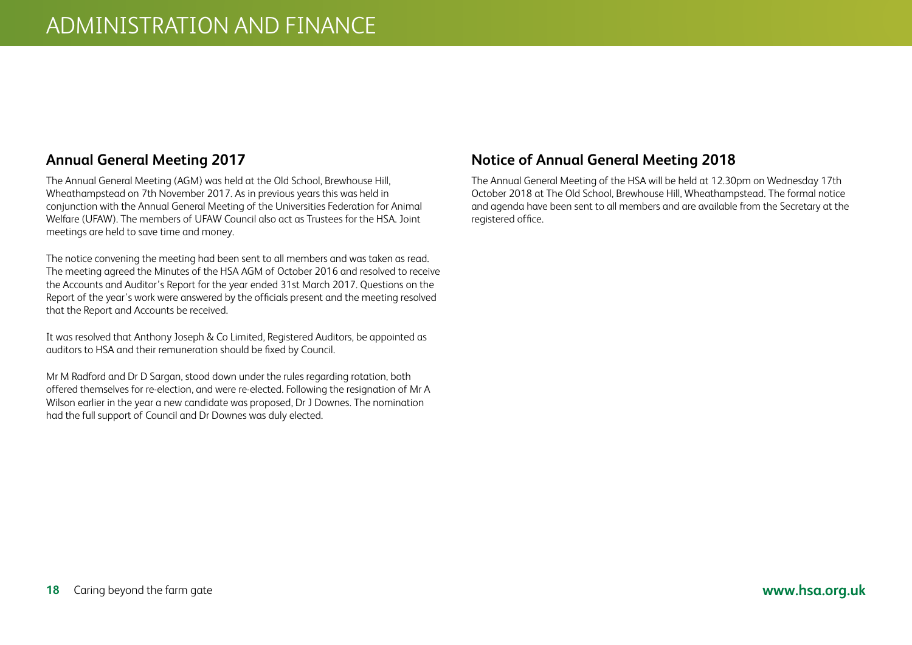# ADMINISTRATION AND FINANCE

## Annual General Meeting 2017

The Annual General Meeting (AGM) was held at the Old School, Brewhouse Hill, Wheathampstead on 7th November 2017. As in previous years this was held in conjunction with the Annual General Meeting of the Universities Federation for Animal Welfare (UFAW). The members of UFAW Council also act as Trustees for the HSA. Joint meetings are held to save time and money.

The notice convening the meeting had been sent to all members and was taken as read. The meeting agreed the Minutes of the HSA AGM of October 2016 and resolved to receive the Accounts and Auditor's Report for the year ended 31st March 2017. Questions on the Report of the year's work were answered by the officials present and the meeting resolved that the Report and Accounts be received.

It was resolved that Anthony Joseph & Co Limited, Registered Auditors, be appointed as auditors to HSA and their remuneration should be fixed by Council.

Mr M Radford and Dr D Sargan, stood down under the rules regarding rotation, both offered themselves for re-election, and were re-elected. Following the resignation of Mr A Wilson earlier in the year a new candidate was proposed, Dr J Downes. The nomination had the full support of Council and Dr Downes was duly elected.

## Notice of Annual General Meeting 2018

The Annual General Meeting of the HSA will be held at 12.30pm on Wednesday 17th October 2018 at The Old School, Brewhouse Hill, Wheathampstead. The formal notice and agenda have been sent to all members and are available from the Secretary at the registered office.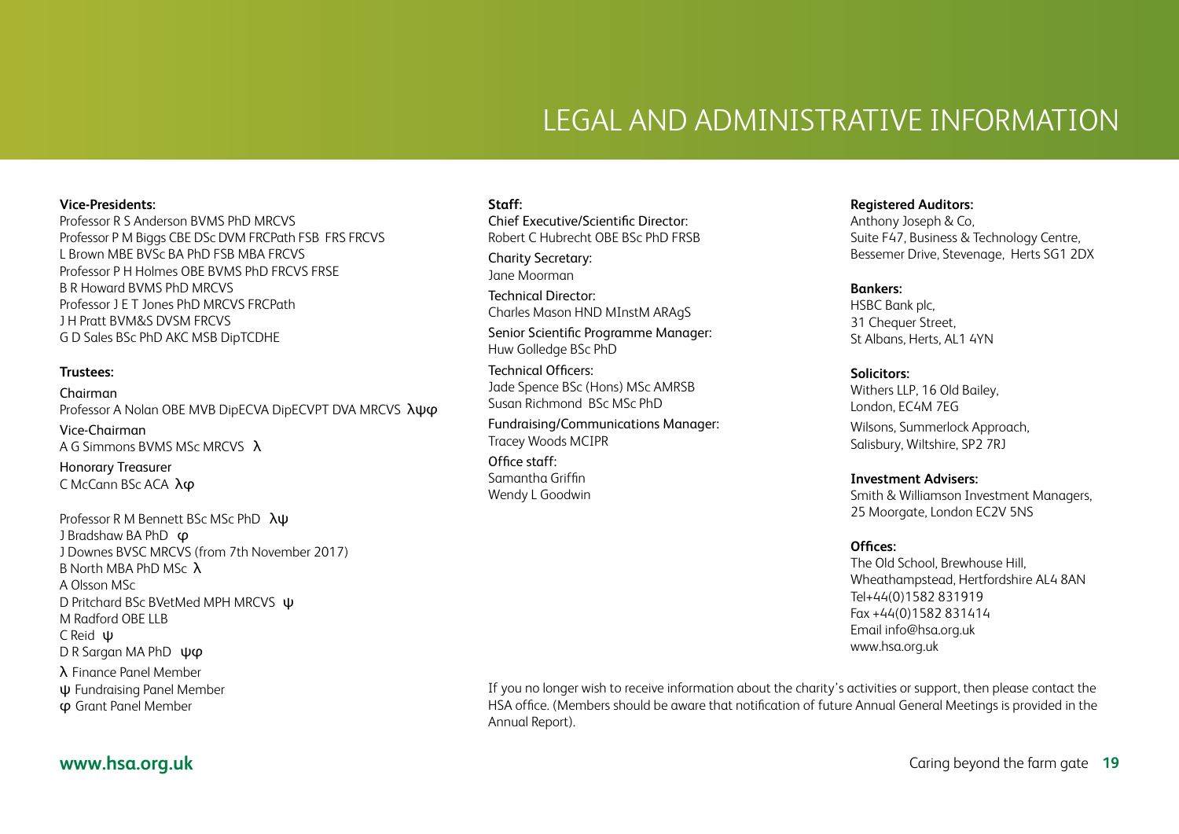# LEGAL AND ADMINISTRATIVE INFORMATION

**Vice-Presidents:**

Professor R S Anderson BVMS PhD MRCVS
Professor P M Biggs CBE DSc DVM FRCPath FSB FRS FRCVS
L Brown MBE BVSc BA PhD FSB MBA FRCVS
Professor P H Holmes OBE BVMS PhD FRCVS FRSE
B R Howard BVMS PhD MRCVS
Professor J E T Jones PhD MRCVS FRCPath
J H Pratt BVM&S DVSM FRCVS
G D Sales BSc PhD AKC MSB DipTCDHE

**Trustees:**

Chairman
Professor A Nolan OBE MVB DipECVA DipECVPT DVA MRCVS λψφ

Vice-Chairman
A G Simmons BVMS MSc MRCVS λ

Honorary Treasurer
C McCann BSc ACA λφ

Professor R M Bennett BSc MSc PhD λψ
J Bradshaw BA PhD φ
J Downes BVSC MRCVS (from 7th November 2017)
B North MBA PhD MSc λ
A Olsson MSc
D Pritchard BSc BVetMed MPH MRCVS ψ
M Radford OBE LLB
C Reid ψ
D R Sargan MA PhD ψφ

λ Finance Panel Member
ψ Fundraising Panel Member
φ Grant Panel Member

**Staff:**

Chief Executive/Scientific Director:
Robert C Hubrecht OBE BSc PhD FRSB

Charity Secretary:
Jane Moorman

Technical Director:
Charles Mason HND MInstM ARAgS

Senior Scientific Programme Manager:
Huw Golledge BSc PhD

Technical Officers:
Jade Spence BSc (Hons) MSc AMRSB
Susan Richmond BSc MSc PhD

Fundraising/Communications Manager:
Tracey Woods MCIPR

Office staff:
Samantha Griffin
Wendy L Goodwin

**Registered Auditors:**

Anthony Joseph & Co,
Suite F47, Business & Technology Centre,
Bessemer Drive, Stevenage, Herts SG1 2DX

**Bankers:**

HSBC Bank plc,
31 Chequer Street,
St Albans, Herts, AL1 4YN

**Solicitors:**

Withers LLP, 16 Old Bailey,
London, EC4M 7EG

Wilsons, Summerlock Approach,
Salisbury, Wiltshire, SP2 7RJ

**Investment Advisers:**

Smith & Williamson Investment Managers,
25 Moorgate, London EC2V 5NS

**Offices:**

The Old School, Brewhouse Hill,
Wheathampstead, Hertfordshire AL4 8AN
Tel+44(0)1582 831919
Fax +44(0)1582 831414
Email info@hsa.org.uk
www.hsa.org.uk

If you no longer wish to receive information about the charity's activities or support, then please contact the HSA office. (Members should be aware that notification of future Annual General Meetings is provided in the Annual Report).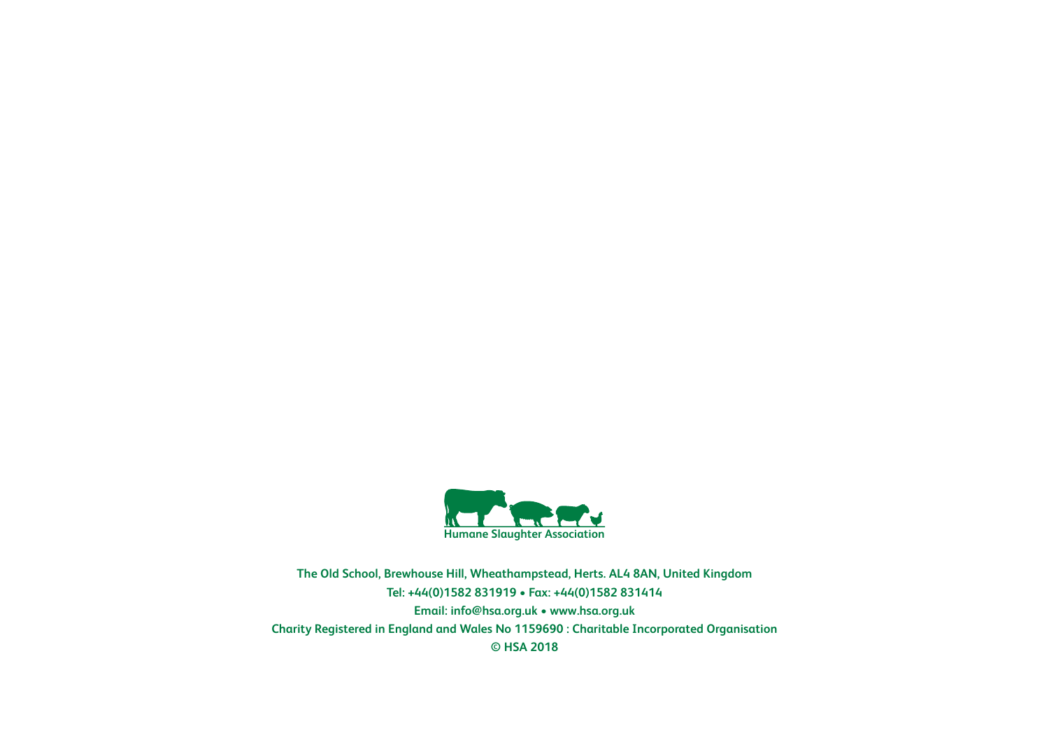Humane Slaughter Association

The Old School, Brewhouse Hill, Wheathampstead, Herts. AL4 8AN, United Kingdom

Tel: +44(0)1582 831919 • Fax: +44(0)1582 831414

Email: info@hsa.org.uk • www.hsa.org.uk

Charity Registered in England and Wales No 1159690 : Charitable Incorporated Organisation

© HSA 2018